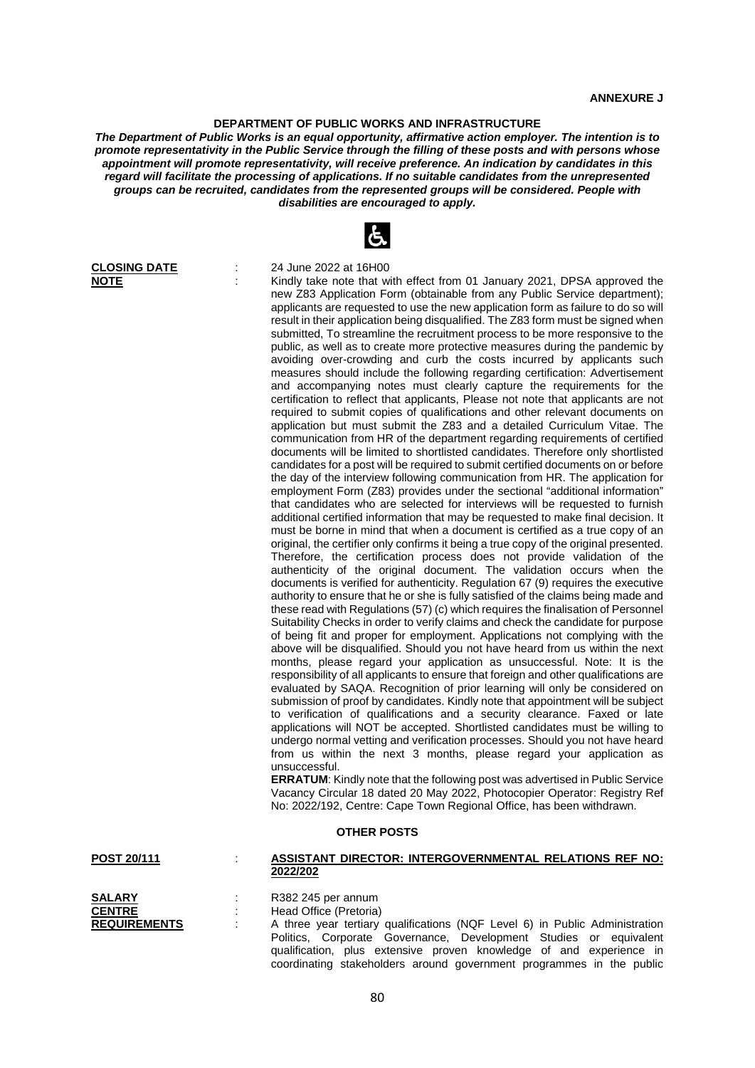ANNEXURE J

## DEPARTMENT OF PUBLIC WORKS AND INFRASTRUCTURE

***The Department of Public Works is an equal opportunity, affirmative action employer. The intention is to promote representativity in the Public Service through the filling of these posts and with persons whose appointment will promote representativity, will receive preference. An indication by candidates in this regard will facilitate the processing of applications. If no suitable candidates from the unrepresented groups can be recruited, candidates from the represented groups will be considered. People with disabilities are encouraged to apply.***

**CLOSING DATE** : 24 June 2022 at 16H00

**NOTE** : Kindly take note that with effect from 01 January 2021, DPSA approved the new Z83 Application Form (obtainable from any Public Service department); applicants are requested to use the new application form as failure to do so will result in their application being disqualified. The Z83 form must be signed when submitted, To streamline the recruitment process to be more responsive to the public, as well as to create more protective measures during the pandemic by avoiding over-crowding and curb the costs incurred by applicants such measures should include the following regarding certification: Advertisement and accompanying notes must clearly capture the requirements for the certification to reflect that applicants, Please not note that applicants are not required to submit copies of qualifications and other relevant documents on application but must submit the Z83 and a detailed Curriculum Vitae. The communication from HR of the department regarding requirements of certified documents will be limited to shortlisted candidates. Therefore only shortlisted candidates for a post will be required to submit certified documents on or before the day of the interview following communication from HR. The application for employment Form (Z83) provides under the sectional "additional information" that candidates who are selected for interviews will be requested to furnish additional certified information that may be requested to make final decision. It must be borne in mind that when a document is certified as a true copy of an original, the certifier only confirms it being a true copy of the original presented. Therefore, the certification process does not provide validation of the authenticity of the original document. The validation occurs when the documents is verified for authenticity. Regulation 67 (9) requires the executive authority to ensure that he or she is fully satisfied of the claims being made and these read with Regulations (57) (c) which requires the finalisation of Personnel Suitability Checks in order to verify claims and check the candidate for purpose of being fit and proper for employment. Applications not complying with the above will be disqualified. Should you not have heard from us within the next months, please regard your application as unsuccessful. Note: It is the responsibility of all applicants to ensure that foreign and other qualifications are evaluated by SAQA. Recognition of prior learning will only be considered on submission of proof by candidates. Kindly note that appointment will be subject to verification of qualifications and a security clearance. Faxed or late applications will NOT be accepted. Shortlisted candidates must be willing to undergo normal vetting and verification processes. Should you not have heard from us within the next 3 months, please regard your application as unsuccessful.

**ERRATUM**: Kindly note that the following post was advertised in Public Service Vacancy Circular 18 dated 20 May 2022, Photocopier Operator: Registry Ref No: 2022/192, Centre: Cape Town Regional Office, has been withdrawn.

### OTHER POSTS

**POST 20/111** : **ASSISTANT DIRECTOR: INTERGOVERNMENTAL RELATIONS REF NO: 2022/202**

**SALARY** : R382 245 per annum

**CENTRE** : Head Office (Pretoria)

**REQUIREMENTS** : A three year tertiary qualifications (NQF Level 6) in Public Administration Politics, Corporate Governance, Development Studies or equivalent qualification, plus extensive proven knowledge of and experience in coordinating stakeholders around government programmes in the public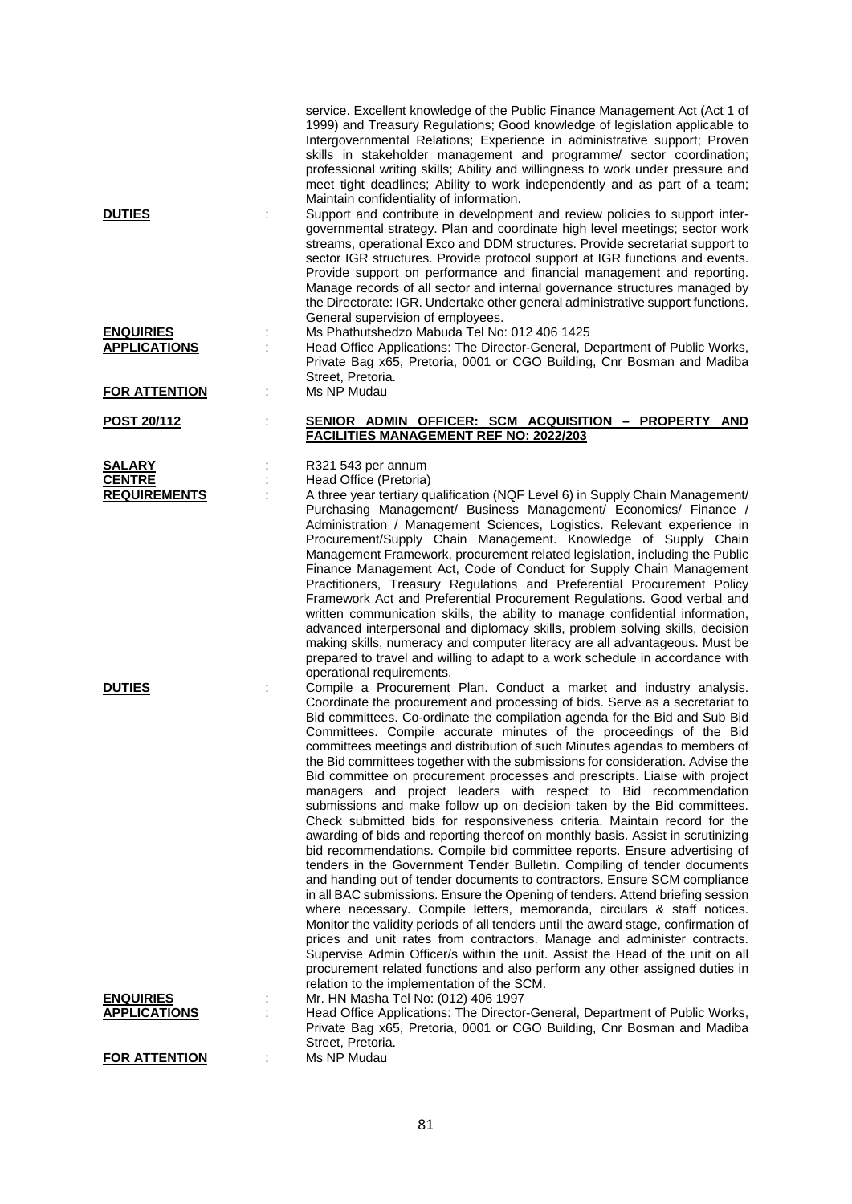service. Excellent knowledge of the Public Finance Management Act (Act 1 of 1999) and Treasury Regulations; Good knowledge of legislation applicable to Intergovernmental Relations; Experience in administrative support; Proven skills in stakeholder management and programme/ sector coordination; professional writing skills; Ability and willingness to work under pressure and meet tight deadlines; Ability to work independently and as part of a team; Maintain confidentiality of information.

**DUTIES** : Support and contribute in development and review policies to support inter-governmental strategy. Plan and coordinate high level meetings; sector work streams, operational Exco and DDM structures. Provide secretariat support to sector IGR structures. Provide protocol support at IGR functions and events. Provide support on performance and financial management and reporting. Manage records of all sector and internal governance structures managed by the Directorate: IGR. Undertake other general administrative support functions. General supervision of employees.

**ENQUIRIES** : Ms Phathutshedzo Mabuda Tel No: 012 406 1425

**APPLICATIONS** : Head Office Applications: The Director-General, Department of Public Works, Private Bag x65, Pretoria, 0001 or CGO Building, Cnr Bosman and Madiba Street, Pretoria.

**FOR ATTENTION** : Ms NP Mudau

**POST 20/112** : **SENIOR ADMIN OFFICER: SCM ACQUISITION – PROPERTY AND FACILITIES MANAGEMENT REF NO: 2022/203**

**SALARY** : R321 543 per annum

**CENTRE** : Head Office (Pretoria)

**REQUIREMENTS** : A three year tertiary qualification (NQF Level 6) in Supply Chain Management/ Purchasing Management/ Business Management/ Economics/ Finance / Administration / Management Sciences, Logistics. Relevant experience in Procurement/Supply Chain Management. Knowledge of Supply Chain Management Framework, procurement related legislation, including the Public Finance Management Act, Code of Conduct for Supply Chain Management Practitioners, Treasury Regulations and Preferential Procurement Policy Framework Act and Preferential Procurement Regulations. Good verbal and written communication skills, the ability to manage confidential information, advanced interpersonal and diplomacy skills, problem solving skills, decision making skills, numeracy and computer literacy are all advantageous. Must be prepared to travel and willing to adapt to a work schedule in accordance with operational requirements.

**DUTIES** : Compile a Procurement Plan. Conduct a market and industry analysis. Coordinate the procurement and processing of bids. Serve as a secretariat to Bid committees. Co-ordinate the compilation agenda for the Bid and Sub Bid Committees. Compile accurate minutes of the proceedings of the Bid committees meetings and distribution of such Minutes agendas to members of the Bid committees together with the submissions for consideration. Advise the Bid committee on procurement processes and prescripts. Liaise with project managers and project leaders with respect to Bid recommendation submissions and make follow up on decision taken by the Bid committees. Check submitted bids for responsiveness criteria. Maintain record for the awarding of bids and reporting thereof on monthly basis. Assist in scrutinizing bid recommendations. Compile bid committee reports. Ensure advertising of tenders in the Government Tender Bulletin. Compiling of tender documents and handing out of tender documents to contractors. Ensure SCM compliance in all BAC submissions. Ensure the Opening of tenders. Attend briefing session where necessary. Compile letters, memoranda, circulars & staff notices. Monitor the validity periods of all tenders until the award stage, confirmation of prices and unit rates from contractors. Manage and administer contracts. Supervise Admin Officer/s within the unit. Assist the Head of the unit on all procurement related functions and also perform any other assigned duties in relation to the implementation of the SCM.

**ENQUIRIES** : Mr. HN Masha Tel No: (012) 406 1997

**APPLICATIONS** : Head Office Applications: The Director-General, Department of Public Works, Private Bag x65, Pretoria, 0001 or CGO Building, Cnr Bosman and Madiba Street, Pretoria.

**FOR ATTENTION** : Ms NP Mudau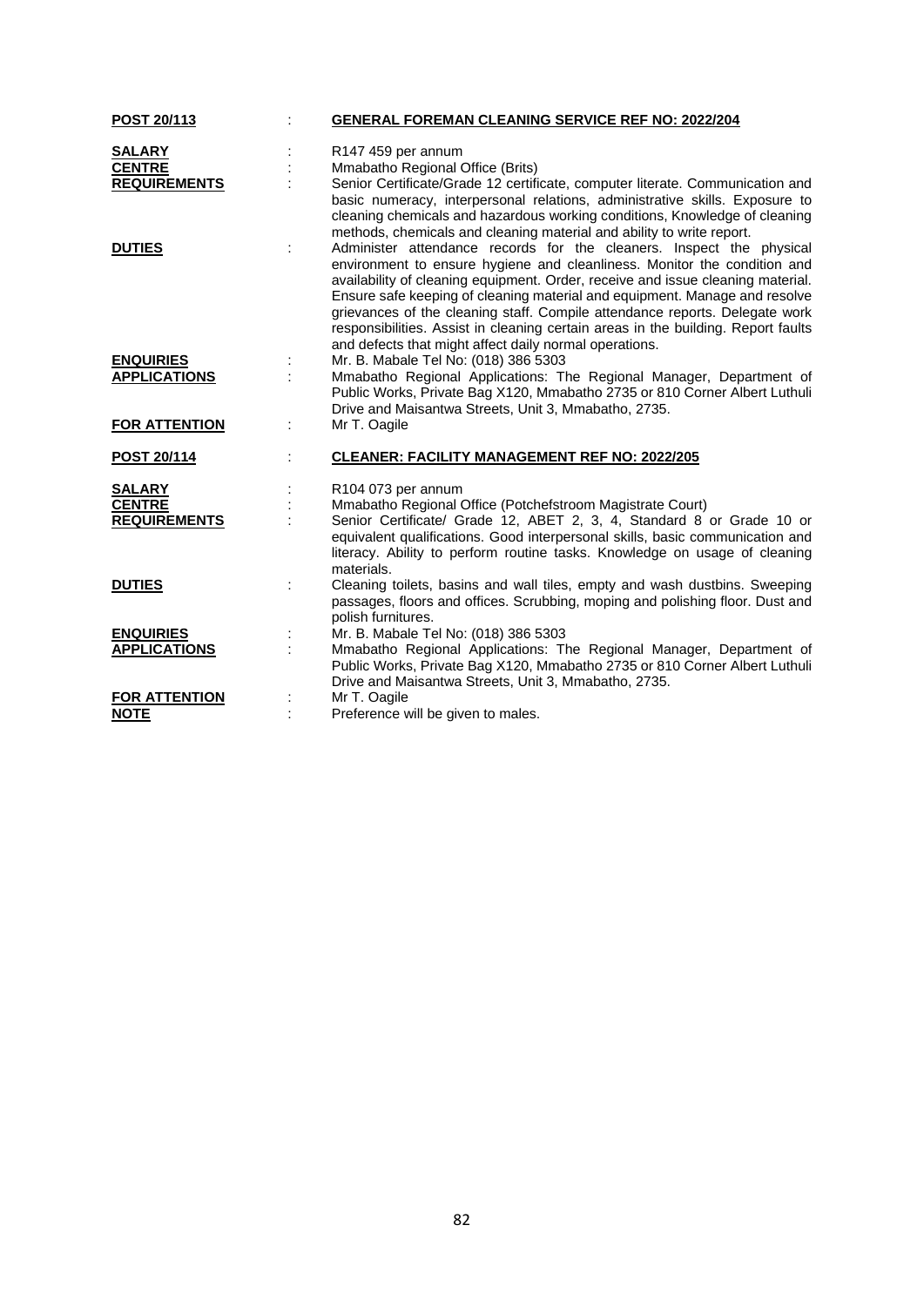**POST 20/113** : **GENERAL FOREMAN CLEANING SERVICE REF NO: 2022/204**

**SALARY** : R147 459 per annum

**CENTRE** : Mmabatho Regional Office (Brits)

**REQUIREMENTS** : Senior Certificate/Grade 12 certificate, computer literate. Communication and basic numeracy, interpersonal relations, administrative skills. Exposure to cleaning chemicals and hazardous working conditions, Knowledge of cleaning methods, chemicals and cleaning material and ability to write report.

**DUTIES** : Administer attendance records for the cleaners. Inspect the physical environment to ensure hygiene and cleanliness. Monitor the condition and availability of cleaning equipment. Order, receive and issue cleaning material. Ensure safe keeping of cleaning material and equipment. Manage and resolve grievances of the cleaning staff. Compile attendance reports. Delegate work responsibilities. Assist in cleaning certain areas in the building. Report faults and defects that might affect daily normal operations.

**ENQUIRIES** : Mr. B. Mabale Tel No: (018) 386 5303

**APPLICATIONS** : Mmabatho Regional Applications: The Regional Manager, Department of Public Works, Private Bag X120, Mmabatho 2735 or 810 Corner Albert Luthuli Drive and Maisantwa Streets, Unit 3, Mmabatho, 2735.

**FOR ATTENTION** : Mr T. Oagile

**POST 20/114** : **CLEANER: FACILITY MANAGEMENT REF NO: 2022/205**

**SALARY** : R104 073 per annum

**CENTRE** : Mmabatho Regional Office (Potchefstroom Magistrate Court)

**REQUIREMENTS** : Senior Certificate/ Grade 12, ABET 2, 3, 4, Standard 8 or Grade 10 or equivalent qualifications. Good interpersonal skills, basic communication and literacy. Ability to perform routine tasks. Knowledge on usage of cleaning materials.

**DUTIES** : Cleaning toilets, basins and wall tiles, empty and wash dustbins. Sweeping passages, floors and offices. Scrubbing, moping and polishing floor. Dust and polish furnitures.

**ENQUIRIES** : Mr. B. Mabale Tel No: (018) 386 5303

**APPLICATIONS** : Mmabatho Regional Applications: The Regional Manager, Department of Public Works, Private Bag X120, Mmabatho 2735 or 810 Corner Albert Luthuli Drive and Maisantwa Streets, Unit 3, Mmabatho, 2735.

**FOR ATTENTION** : Mr T. Oagile

**NOTE** : Preference will be given to males.